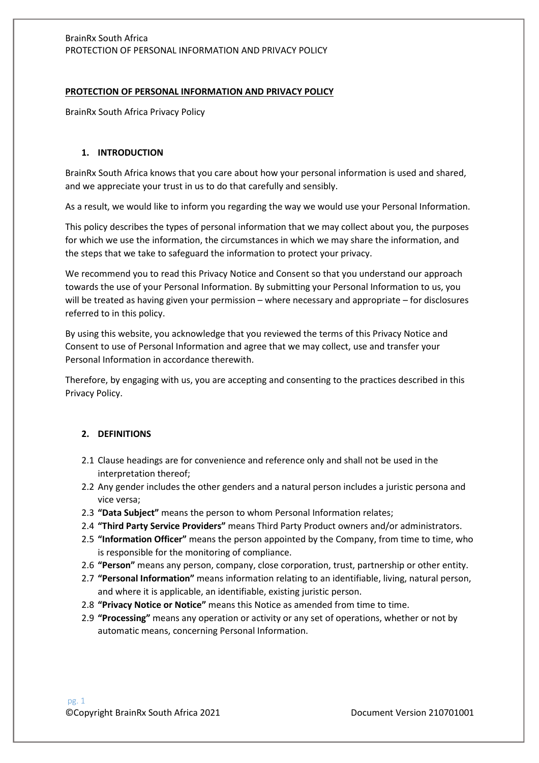## PROTECTION OF PERSONAL INFORMATION AND PRIVACY POLICY

BrainRx South Africa Privacy Policy

### 1. INTRODUCTION

BrainRx South Africa knows that you care about how your personal information is used and shared, and we appreciate your trust in us to do that carefully and sensibly.

As a result, we would like to inform you regarding the way we would use your Personal Information.

This policy describes the types of personal information that we may collect about you, the purposes for which we use the information, the circumstances in which we may share the information, and the steps that we take to safeguard the information to protect your privacy.

We recommend you to read this Privacy Notice and Consent so that you understand our approach towards the use of your Personal Information. By submitting your Personal Information to us, you will be treated as having given your permission – where necessary and appropriate – for disclosures referred to in this policy.

By using this website, you acknowledge that you reviewed the terms of this Privacy Notice and Consent to use of Personal Information and agree that we may collect, use and transfer your Personal Information in accordance therewith.

Therefore, by engaging with us, you are accepting and consenting to the practices described in this Privacy Policy.

### 2. DEFINITIONS

2.1 Clause headings are for convenience and reference only and shall not be used in the interpretation thereof;

2.2 Any gender includes the other genders and a natural person includes a juristic persona and vice versa;

2.3 **"Data Subject"** means the person to whom Personal Information relates;

2.4 **"Third Party Service Providers"** means Third Party Product owners and/or administrators.

2.5 **"Information Officer"** means the person appointed by the Company, from time to time, who is responsible for the monitoring of compliance.

2.6 **"Person"** means any person, company, close corporation, trust, partnership or other entity.

2.7 **"Personal Information"** means information relating to an identifiable, living, natural person, and where it is applicable, an identifiable, existing juristic person.

2.8 **"Privacy Notice or Notice"** means this Notice as amended from time to time.

2.9 **"Processing"** means any operation or activity or any set of operations, whether or not by automatic means, concerning Personal Information.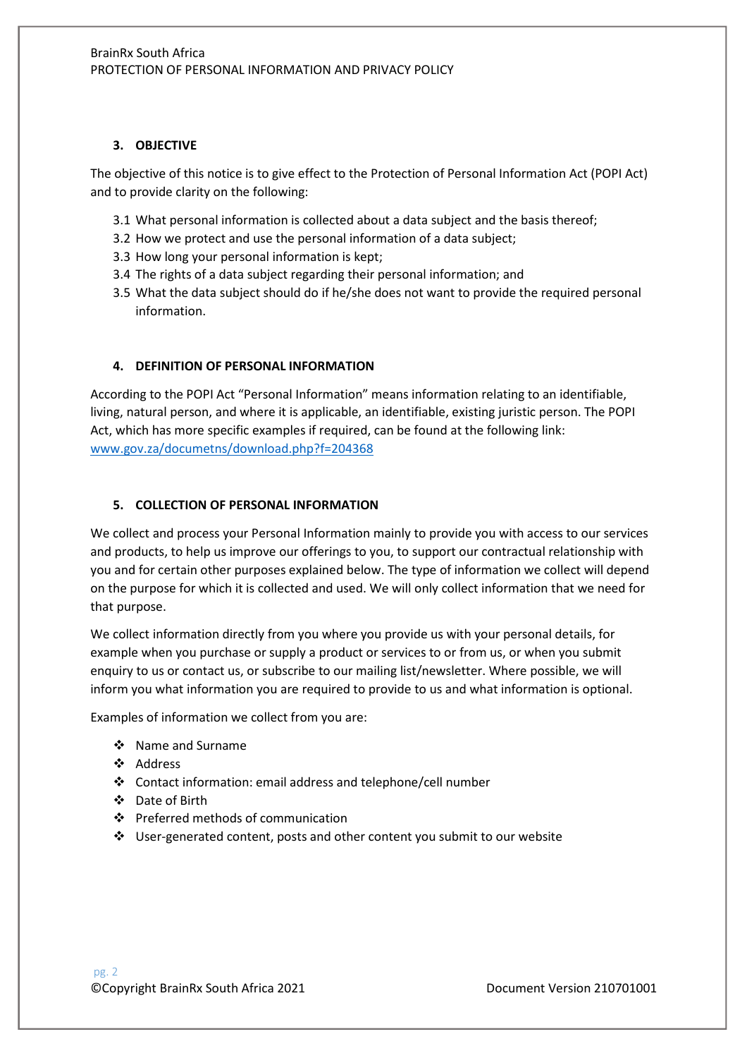## 3. OBJECTIVE

The objective of this notice is to give effect to the Protection of Personal Information Act (POPI Act) and to provide clarity on the following:

3.1 What personal information is collected about a data subject and the basis thereof;
3.2 How we protect and use the personal information of a data subject;
3.3 How long your personal information is kept;
3.4 The rights of a data subject regarding their personal information; and
3.5 What the data subject should do if he/she does not want to provide the required personal information.

## 4. DEFINITION OF PERSONAL INFORMATION

According to the POPI Act "Personal Information" means information relating to an identifiable, living, natural person, and where it is applicable, an identifiable, existing juristic person. The POPI Act, which has more specific examples if required, can be found at the following link: [www.gov.za/documetns/download.php?f=204368](www.gov.za/documetns/download.php?f=204368)

## 5. COLLECTION OF PERSONAL INFORMATION

We collect and process your Personal Information mainly to provide you with access to our services and products, to help us improve our offerings to you, to support our contractual relationship with you and for certain other purposes explained below. The type of information we collect will depend on the purpose for which it is collected and used. We will only collect information that we need for that purpose.

We collect information directly from you where you provide us with your personal details, for example when you purchase or supply a product or services to or from us, or when you submit enquiry to us or contact us, or subscribe to our mailing list/newsletter. Where possible, we will inform you what information you are required to provide to us and what information is optional.

Examples of information we collect from you are:

- Name and Surname
- Address
- Contact information: email address and telephone/cell number
- Date of Birth
- Preferred methods of communication
- User-generated content, posts and other content you submit to our website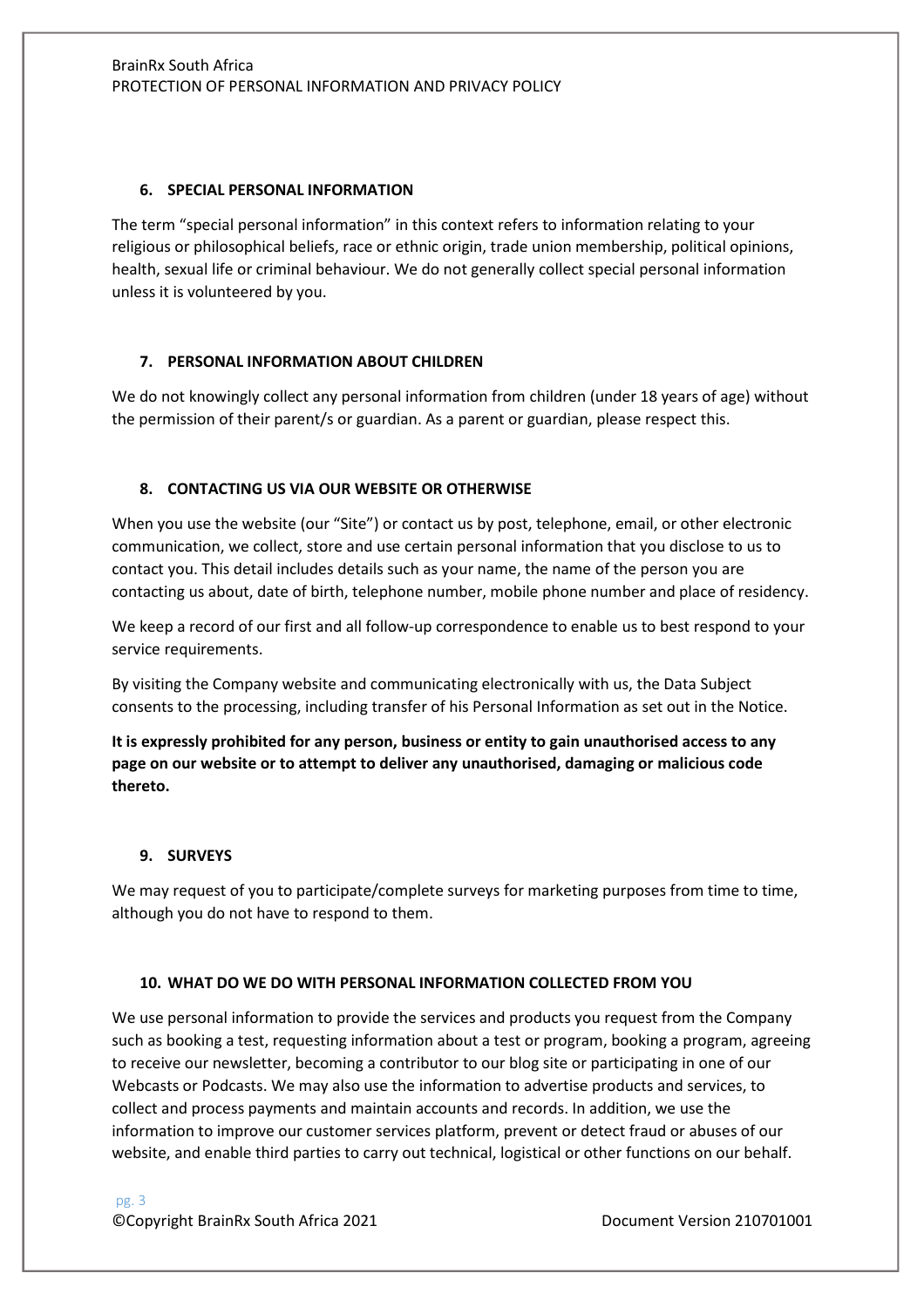## 6. SPECIAL PERSONAL INFORMATION

The term "special personal information" in this context refers to information relating to your religious or philosophical beliefs, race or ethnic origin, trade union membership, political opinions, health, sexual life or criminal behaviour. We do not generally collect special personal information unless it is volunteered by you.

## 7. PERSONAL INFORMATION ABOUT CHILDREN

We do not knowingly collect any personal information from children (under 18 years of age) without the permission of their parent/s or guardian. As a parent or guardian, please respect this.

## 8. CONTACTING US VIA OUR WEBSITE OR OTHERWISE

When you use the website (our "Site") or contact us by post, telephone, email, or other electronic communication, we collect, store and use certain personal information that you disclose to us to contact you. This detail includes details such as your name, the name of the person you are contacting us about, date of birth, telephone number, mobile phone number and place of residency.

We keep a record of our first and all follow-up correspondence to enable us to best respond to your service requirements.

By visiting the Company website and communicating electronically with us, the Data Subject consents to the processing, including transfer of his Personal Information as set out in the Notice.

**It is expressly prohibited for any person, business or entity to gain unauthorised access to any page on our website or to attempt to deliver any unauthorised, damaging or malicious code thereto.**

## 9. SURVEYS

We may request of you to participate/complete surveys for marketing purposes from time to time, although you do not have to respond to them.

## 10. WHAT DO WE DO WITH PERSONAL INFORMATION COLLECTED FROM YOU

We use personal information to provide the services and products you request from the Company such as booking a test, requesting information about a test or program, booking a program, agreeing to receive our newsletter, becoming a contributor to our blog site or participating in one of our Webcasts or Podcasts. We may also use the information to advertise products and services, to collect and process payments and maintain accounts and records. In addition, we use the information to improve our customer services platform, prevent or detect fraud or abuses of our website, and enable third parties to carry out technical, logistical or other functions on our behalf.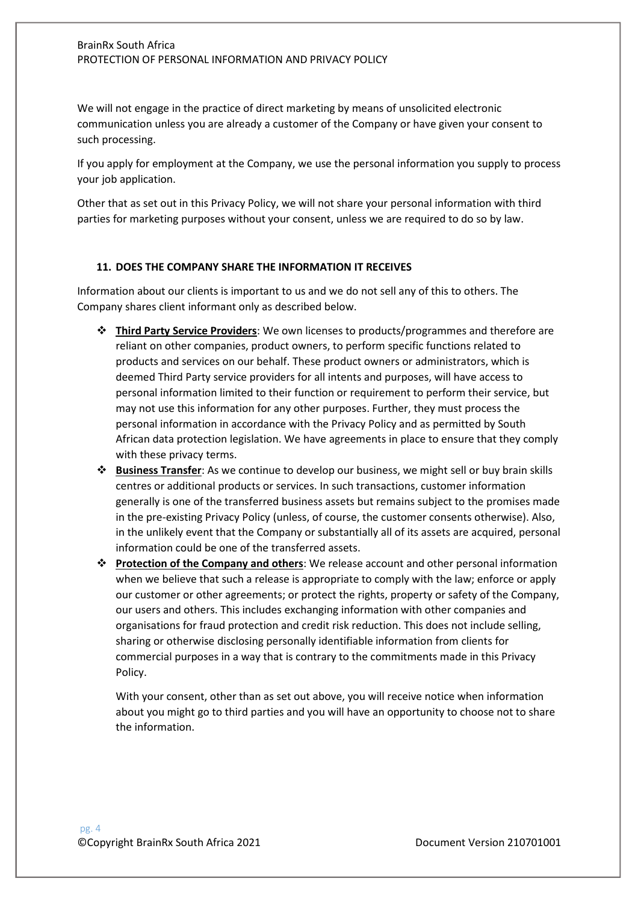We will not engage in the practice of direct marketing by means of unsolicited electronic communication unless you are already a customer of the Company or have given your consent to such processing.

If you apply for employment at the Company, we use the personal information you supply to process your job application.

Other that as set out in this Privacy Policy, we will not share your personal information with third parties for marketing purposes without your consent, unless we are required to do so by law.

## 11. DOES THE COMPANY SHARE THE INFORMATION IT RECEIVES

Information about our clients is important to us and we do not sell any of this to others. The Company shares client informant only as described below.

- **Third Party Service Providers**: We own licenses to products/programmes and therefore are reliant on other companies, product owners, to perform specific functions related to products and services on our behalf. These product owners or administrators, which is deemed Third Party service providers for all intents and purposes, will have access to personal information limited to their function or requirement to perform their service, but may not use this information for any other purposes. Further, they must process the personal information in accordance with the Privacy Policy and as permitted by South African data protection legislation. We have agreements in place to ensure that they comply with these privacy terms.
- **Business Transfer**: As we continue to develop our business, we might sell or buy brain skills centres or additional products or services. In such transactions, customer information generally is one of the transferred business assets but remains subject to the promises made in the pre-existing Privacy Policy (unless, of course, the customer consents otherwise). Also, in the unlikely event that the Company or substantially all of its assets are acquired, personal information could be one of the transferred assets.
- **Protection of the Company and others**: We release account and other personal information when we believe that such a release is appropriate to comply with the law; enforce or apply our customer or other agreements; or protect the rights, property or safety of the Company, our users and others. This includes exchanging information with other companies and organisations for fraud protection and credit risk reduction. This does not include selling, sharing or otherwise disclosing personally identifiable information from clients for commercial purposes in a way that is contrary to the commitments made in this Privacy Policy.

  With your consent, other than as set out above, you will receive notice when information about you might go to third parties and you will have an opportunity to choose not to share the information.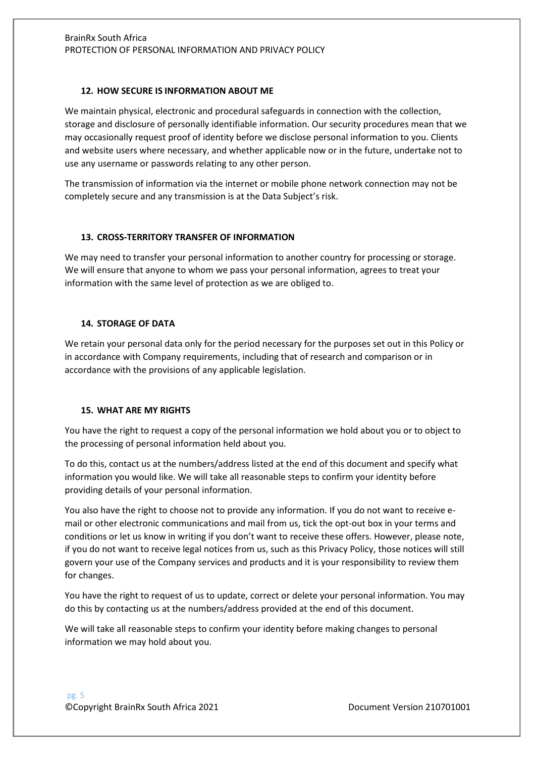## 12. HOW SECURE IS INFORMATION ABOUT ME

We maintain physical, electronic and procedural safeguards in connection with the collection, storage and disclosure of personally identifiable information. Our security procedures mean that we may occasionally request proof of identity before we disclose personal information to you. Clients and website users where necessary, and whether applicable now or in the future, undertake not to use any username or passwords relating to any other person.

The transmission of information via the internet or mobile phone network connection may not be completely secure and any transmission is at the Data Subject's risk.

## 13. CROSS-TERRITORY TRANSFER OF INFORMATION

We may need to transfer your personal information to another country for processing or storage. We will ensure that anyone to whom we pass your personal information, agrees to treat your information with the same level of protection as we are obliged to.

## 14. STORAGE OF DATA

We retain your personal data only for the period necessary for the purposes set out in this Policy or in accordance with Company requirements, including that of research and comparison or in accordance with the provisions of any applicable legislation.

## 15. WHAT ARE MY RIGHTS

You have the right to request a copy of the personal information we hold about you or to object to the processing of personal information held about you.

To do this, contact us at the numbers/address listed at the end of this document and specify what information you would like. We will take all reasonable steps to confirm your identity before providing details of your personal information.

You also have the right to choose not to provide any information. If you do not want to receive e-mail or other electronic communications and mail from us, tick the opt-out box in your terms and conditions or let us know in writing if you don't want to receive these offers. However, please note, if you do not want to receive legal notices from us, such as this Privacy Policy, those notices will still govern your use of the Company services and products and it is your responsibility to review them for changes.

You have the right to request of us to update, correct or delete your personal information. You may do this by contacting us at the numbers/address provided at the end of this document.

We will take all reasonable steps to confirm your identity before making changes to personal information we may hold about you.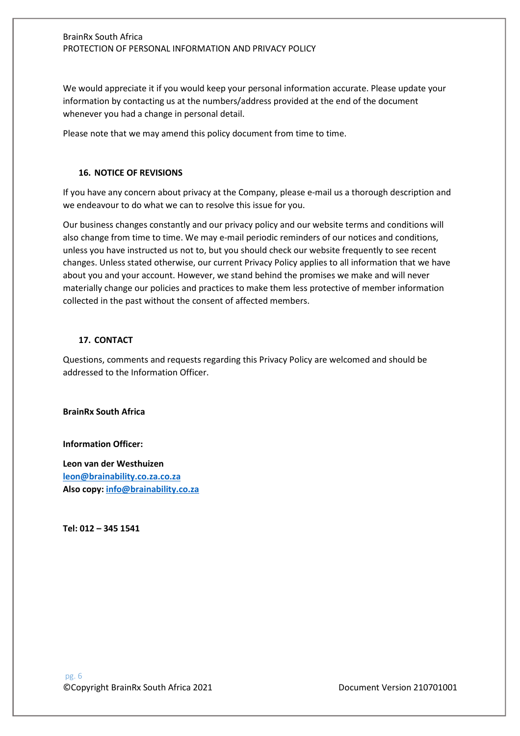We would appreciate it if you would keep your personal information accurate. Please update your information by contacting us at the numbers/address provided at the end of the document whenever you had a change in personal detail.

Please note that we may amend this policy document from time to time.

## 16. NOTICE OF REVISIONS

If you have any concern about privacy at the Company, please e-mail us a thorough description and we endeavour to do what we can to resolve this issue for you.

Our business changes constantly and our privacy policy and our website terms and conditions will also change from time to time. We may e-mail periodic reminders of our notices and conditions, unless you have instructed us not to, but you should check our website frequently to see recent changes. Unless stated otherwise, our current Privacy Policy applies to all information that we have about you and your account. However, we stand behind the promises we make and will never materially change our policies and practices to make them less protective of member information collected in the past without the consent of affected members.

## 17. CONTACT

Questions, comments and requests regarding this Privacy Policy are welcomed and should be addressed to the Information Officer.

**BrainRx South Africa**

**Information Officer:**

**Leon van der Westhuizen**
**leon@brainability.co.za.co.za**
**Also copy: info@brainability.co.za**

**Tel: 012 – 345 1541**